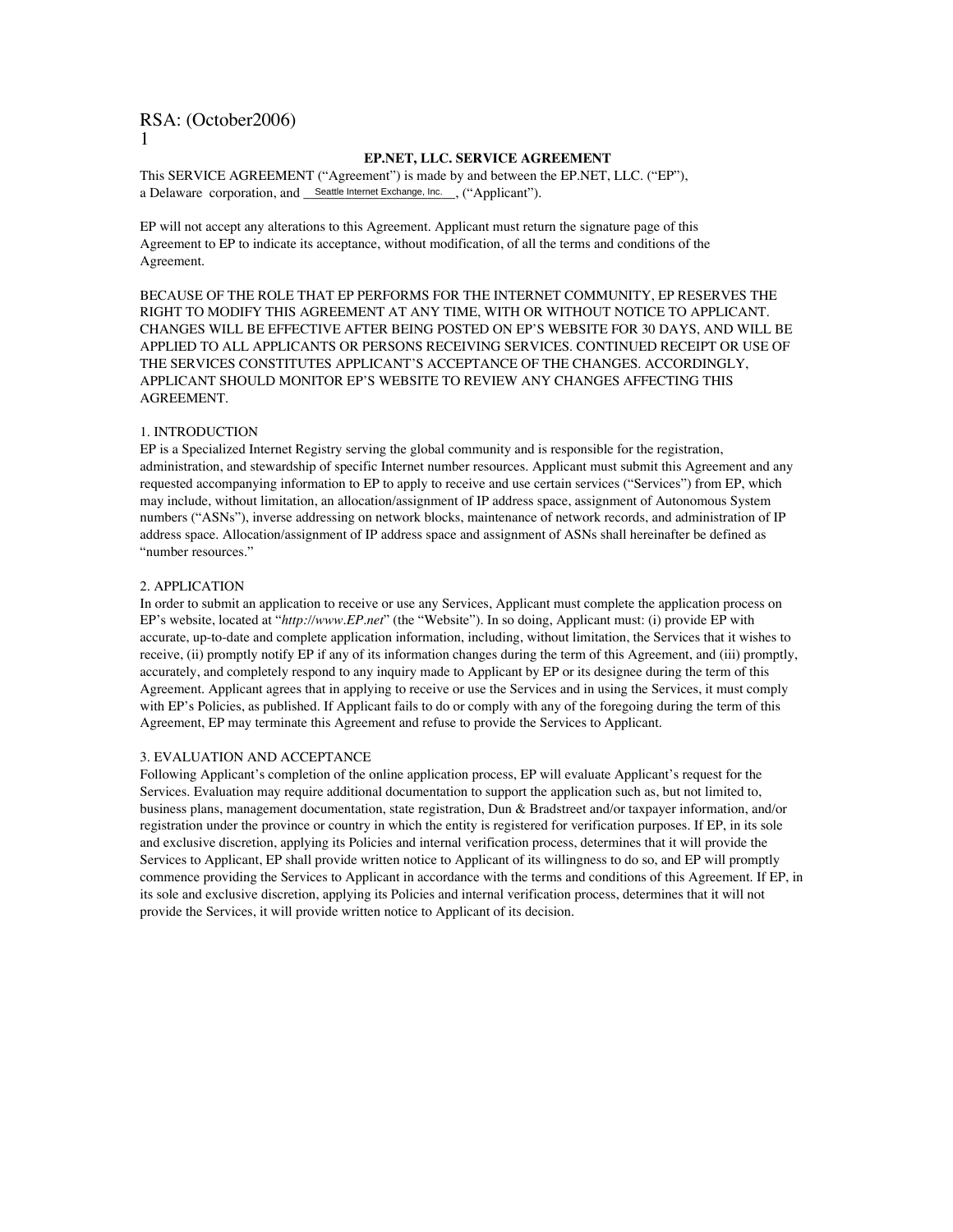RSA: (October2006)

## EP.NET, LLC. SERVICE AGREEMENT

This SERVICE AGREEMENT ("Agreement") is made by and between the EP.NET, LLC. ("EP"), a Delaware corporation, and Seattle Internet Exchange, Inc., ("Applicant").

EP will not accept any alterations to this Agreement. Applicant must return the signature page of this Agreement to EP to indicate its acceptance, without modification, of all the terms and conditions of the Agreement.

BECAUSE OF THE ROLE THAT EP PERFORMS FOR THE INTERNET COMMUNITY, EP RESERVES THE RIGHT TO MODIFY THIS AGREEMENT AT ANY TIME, WITH OR WITHOUT NOTICE TO APPLICANT. CHANGES WILL BE EFFECTIVE AFTER BEING POSTED ON EP'S WEBSITE FOR 30 DAYS, AND WILL BE APPLIED TO ALL APPLICANTS OR PERSONS RECEIVING SERVICES. CONTINUED RECEIPT OR USE OF THE SERVICES CONSTITUTES APPLICANT'S ACCEPTANCE OF THE CHANGES. ACCORDINGLY, APPLICANT SHOULD MONITOR EP'S WEBSITE TO REVIEW ANY CHANGES AFFECTING THIS AGREEMENT.

### 1. INTRODUCTION

EP is a Specialized Internet Registry serving the global community and is responsible for the registration, administration, and stewardship of specific Internet number resources. Applicant must submit this Agreement and any requested accompanying information to EP to apply to receive and use certain services ("Services") from EP, which may include, without limitation, an allocation/assignment of IP address space, assignment of Autonomous System numbers ("ASNs"), inverse addressing on network blocks, maintenance of network records, and administration of IP address space. Allocation/assignment of IP address space and assignment of ASNs shall hereinafter be defined as "number resources."

### 2. APPLICATION

In order to submit an application to receive or use any Services, Applicant must complete the application process on EP's website, located at "*http://www.EP.net*" (the "Website"). In so doing, Applicant must: (i) provide EP with accurate, up-to-date and complete application information, including, without limitation, the Services that it wishes to receive, (ii) promptly notify EP if any of its information changes during the term of this Agreement, and (iii) promptly, accurately, and completely respond to any inquiry made to Applicant by EP or its designee during the term of this Agreement. Applicant agrees that in applying to receive or use the Services and in using the Services, it must comply with EP's Policies, as published. If Applicant fails to do or comply with any of the foregoing during the term of this Agreement, EP may terminate this Agreement and refuse to provide the Services to Applicant.

### 3. EVALUATION AND ACCEPTANCE

Following Applicant's completion of the online application process, EP will evaluate Applicant's request for the Services. Evaluation may require additional documentation to support the application such as, but not limited to, business plans, management documentation, state registration, Dun & Bradstreet and/or taxpayer information, and/or registration under the province or country in which the entity is registered for verification purposes. If EP, in its sole and exclusive discretion, applying its Policies and internal verification process, determines that it will provide the Services to Applicant, EP shall provide written notice to Applicant of its willingness to do so, and EP will promptly commence providing the Services to Applicant in accordance with the terms and conditions of this Agreement. If EP, in its sole and exclusive discretion, applying its Policies and internal verification process, determines that it will not provide the Services, it will provide written notice to Applicant of its decision.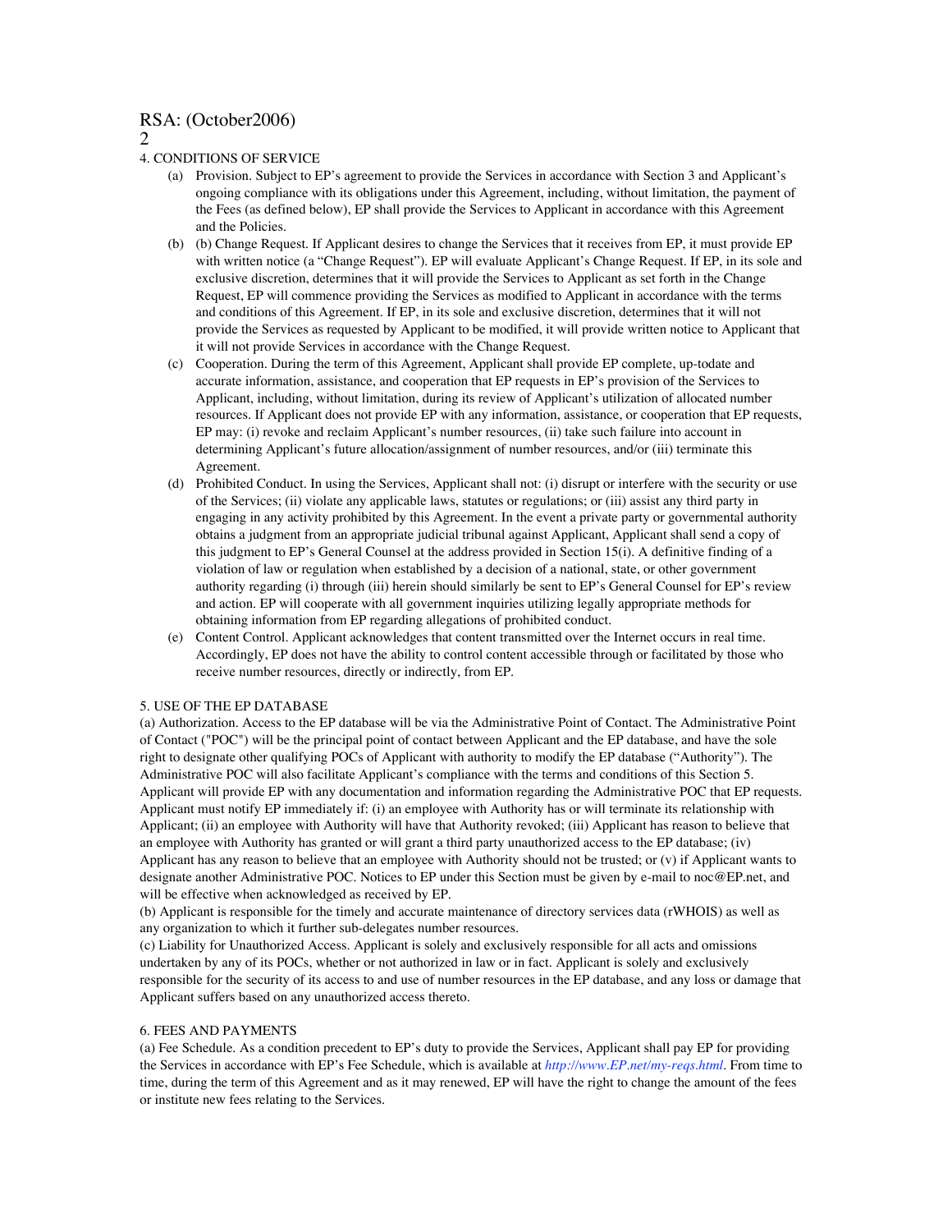## 4. CONDITIONS OF SERVICE

(a) Provision. Subject to EP's agreement to provide the Services in accordance with Section 3 and Applicant's ongoing compliance with its obligations under this Agreement, including, without limitation, the payment of the Fees (as defined below), EP shall provide the Services to Applicant in accordance with this Agreement and the Policies.

(b) (b) Change Request. If Applicant desires to change the Services that it receives from EP, it must provide EP with written notice (a "Change Request"). EP will evaluate Applicant's Change Request. If EP, in its sole and exclusive discretion, determines that it will provide the Services to Applicant as set forth in the Change Request, EP will commence providing the Services as modified to Applicant in accordance with the terms and conditions of this Agreement. If EP, in its sole and exclusive discretion, determines that it will not provide the Services as requested by Applicant to be modified, it will provide written notice to Applicant that it will not provide Services in accordance with the Change Request.

(c) Cooperation. During the term of this Agreement, Applicant shall provide EP complete, up-todate and accurate information, assistance, and cooperation that EP requests in EP's provision of the Services to Applicant, including, without limitation, during its review of Applicant's utilization of allocated number resources. If Applicant does not provide EP with any information, assistance, or cooperation that EP requests, EP may: (i) revoke and reclaim Applicant's number resources, (ii) take such failure into account in determining Applicant's future allocation/assignment of number resources, and/or (iii) terminate this Agreement.

(d) Prohibited Conduct. In using the Services, Applicant shall not: (i) disrupt or interfere with the security or use of the Services; (ii) violate any applicable laws, statutes or regulations; or (iii) assist any third party in engaging in any activity prohibited by this Agreement. In the event a private party or governmental authority obtains a judgment from an appropriate judicial tribunal against Applicant, Applicant shall send a copy of this judgment to EP's General Counsel at the address provided in Section 15(i). A definitive finding of a violation of law or regulation when established by a decision of a national, state, or other government authority regarding (i) through (iii) herein should similarly be sent to EP's General Counsel for EP's review and action. EP will cooperate with all government inquiries utilizing legally appropriate methods for obtaining information from EP regarding allegations of prohibited conduct.

(e) Content Control. Applicant acknowledges that content transmitted over the Internet occurs in real time. Accordingly, EP does not have the ability to control content accessible through or facilitated by those who receive number resources, directly or indirectly, from EP.

## 5. USE OF THE EP DATABASE

(a) Authorization. Access to the EP database will be via the Administrative Point of Contact. The Administrative Point of Contact ("POC") will be the principal point of contact between Applicant and the EP database, and have the sole right to designate other qualifying POCs of Applicant with authority to modify the EP database ("Authority"). The Administrative POC will also facilitate Applicant's compliance with the terms and conditions of this Section 5. Applicant will provide EP with any documentation and information regarding the Administrative POC that EP requests. Applicant must notify EP immediately if: (i) an employee with Authority has or will terminate its relationship with Applicant; (ii) an employee with Authority will have that Authority revoked; (iii) Applicant has reason to believe that an employee with Authority has granted or will grant a third party unauthorized access to the EP database; (iv) Applicant has any reason to believe that an employee with Authority should not be trusted; or (v) if Applicant wants to designate another Administrative POC. Notices to EP under this Section must be given by e-mail to noc@EP.net, and will be effective when acknowledged as received by EP.

(b) Applicant is responsible for the timely and accurate maintenance of directory services data (rWHOIS) as well as any organization to which it further sub-delegates number resources.

(c) Liability for Unauthorized Access. Applicant is solely and exclusively responsible for all acts and omissions undertaken by any of its POCs, whether or not authorized in law or in fact. Applicant is solely and exclusively responsible for the security of its access to and use of number resources in the EP database, and any loss or damage that Applicant suffers based on any unauthorized access thereto.

## 6. FEES AND PAYMENTS

(a) Fee Schedule. As a condition precedent to EP's duty to provide the Services, Applicant shall pay EP for providing the Services in accordance with EP's Fee Schedule, which is available at *http://www.EP.net/my-reqs.html*. From time to time, during the term of this Agreement and as it may renewed, EP will have the right to change the amount of the fees or institute new fees relating to the Services.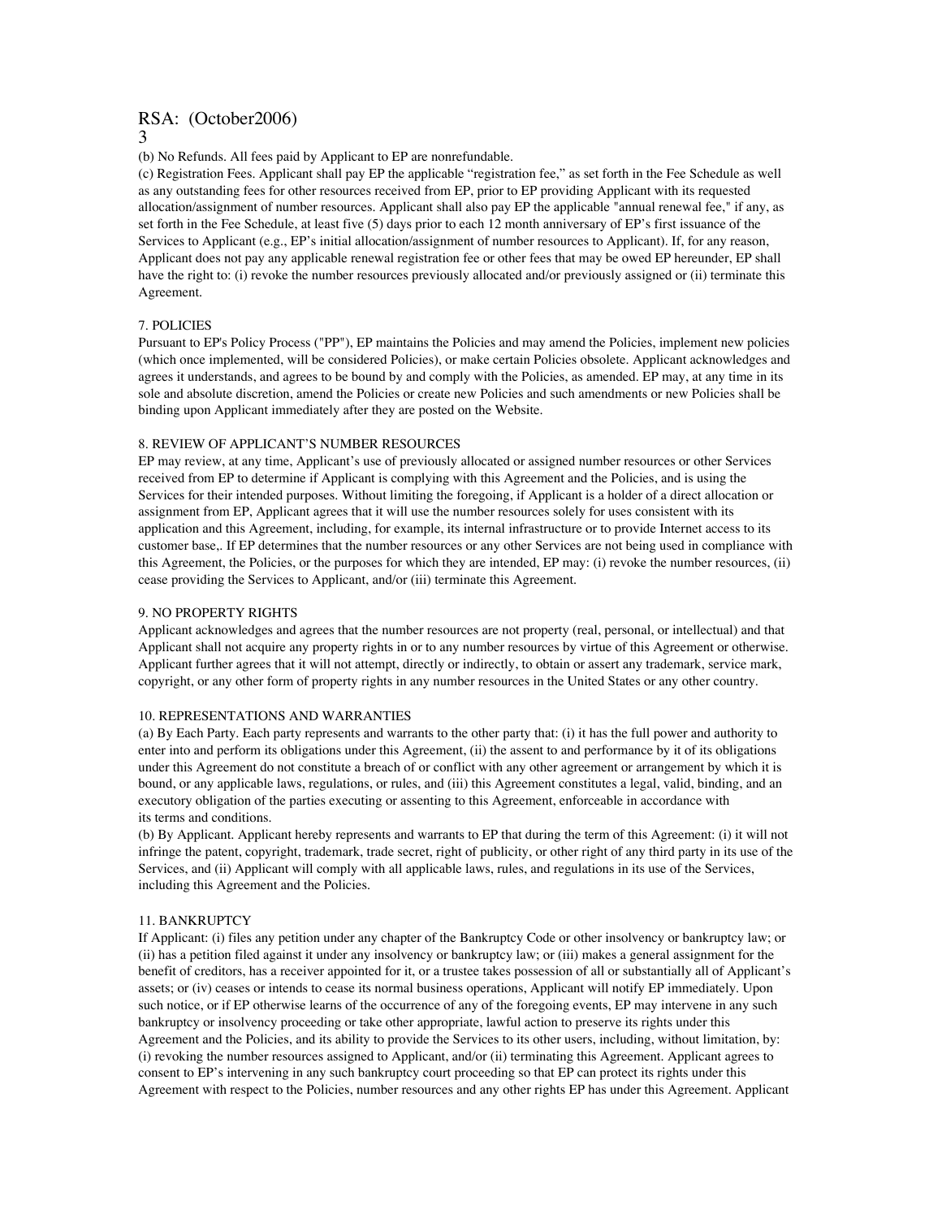(b) No Refunds. All fees paid by Applicant to EP are nonrefundable.

(c) Registration Fees. Applicant shall pay EP the applicable "registration fee," as set forth in the Fee Schedule as well as any outstanding fees for other resources received from EP, prior to EP providing Applicant with its requested allocation/assignment of number resources. Applicant shall also pay EP the applicable "annual renewal fee," if any, as set forth in the Fee Schedule, at least five (5) days prior to each 12 month anniversary of EP's first issuance of the Services to Applicant (e.g., EP's initial allocation/assignment of number resources to Applicant). If, for any reason, Applicant does not pay any applicable renewal registration fee or other fees that may be owed EP hereunder, EP shall have the right to: (i) revoke the number resources previously allocated and/or previously assigned or (ii) terminate this Agreement.

## 7. POLICIES

Pursuant to EP's Policy Process ("PP"), EP maintains the Policies and may amend the Policies, implement new policies (which once implemented, will be considered Policies), or make certain Policies obsolete. Applicant acknowledges and agrees it understands, and agrees to be bound by and comply with the Policies, as amended. EP may, at any time in its sole and absolute discretion, amend the Policies or create new Policies and such amendments or new Policies shall be binding upon Applicant immediately after they are posted on the Website.

## 8. REVIEW OF APPLICANT'S NUMBER RESOURCES

EP may review, at any time, Applicant's use of previously allocated or assigned number resources or other Services received from EP to determine if Applicant is complying with this Agreement and the Policies, and is using the Services for their intended purposes. Without limiting the foregoing, if Applicant is a holder of a direct allocation or assignment from EP, Applicant agrees that it will use the number resources solely for uses consistent with its application and this Agreement, including, for example, its internal infrastructure or to provide Internet access to its customer base,. If EP determines that the number resources or any other Services are not being used in compliance with this Agreement, the Policies, or the purposes for which they are intended, EP may: (i) revoke the number resources, (ii) cease providing the Services to Applicant, and/or (iii) terminate this Agreement.

## 9. NO PROPERTY RIGHTS

Applicant acknowledges and agrees that the number resources are not property (real, personal, or intellectual) and that Applicant shall not acquire any property rights in or to any number resources by virtue of this Agreement or otherwise. Applicant further agrees that it will not attempt, directly or indirectly, to obtain or assert any trademark, service mark, copyright, or any other form of property rights in any number resources in the United States or any other country.

## 10. REPRESENTATIONS AND WARRANTIES

(a) By Each Party. Each party represents and warrants to the other party that: (i) it has the full power and authority to enter into and perform its obligations under this Agreement, (ii) the assent to and performance by it of its obligations under this Agreement do not constitute a breach of or conflict with any other agreement or arrangement by which it is bound, or any applicable laws, regulations, or rules, and (iii) this Agreement constitutes a legal, valid, binding, and an executory obligation of the parties executing or assenting to this Agreement, enforceable in accordance with its terms and conditions.

(b) By Applicant. Applicant hereby represents and warrants to EP that during the term of this Agreement: (i) it will not infringe the patent, copyright, trademark, trade secret, right of publicity, or other right of any third party in its use of the Services, and (ii) Applicant will comply with all applicable laws, rules, and regulations in its use of the Services, including this Agreement and the Policies.

## 11. BANKRUPTCY

If Applicant: (i) files any petition under any chapter of the Bankruptcy Code or other insolvency or bankruptcy law; or (ii) has a petition filed against it under any insolvency or bankruptcy law; or (iii) makes a general assignment for the benefit of creditors, has a receiver appointed for it, or a trustee takes possession of all or substantially all of Applicant's assets; or (iv) ceases or intends to cease its normal business operations, Applicant will notify EP immediately. Upon such notice, or if EP otherwise learns of the occurrence of any of the foregoing events, EP may intervene in any such bankruptcy or insolvency proceeding or take other appropriate, lawful action to preserve its rights under this Agreement and the Policies, and its ability to provide the Services to its other users, including, without limitation, by: (i) revoking the number resources assigned to Applicant, and/or (ii) terminating this Agreement. Applicant agrees to consent to EP's intervening in any such bankruptcy court proceeding so that EP can protect its rights under this Agreement with respect to the Policies, number resources and any other rights EP has under this Agreement. Applicant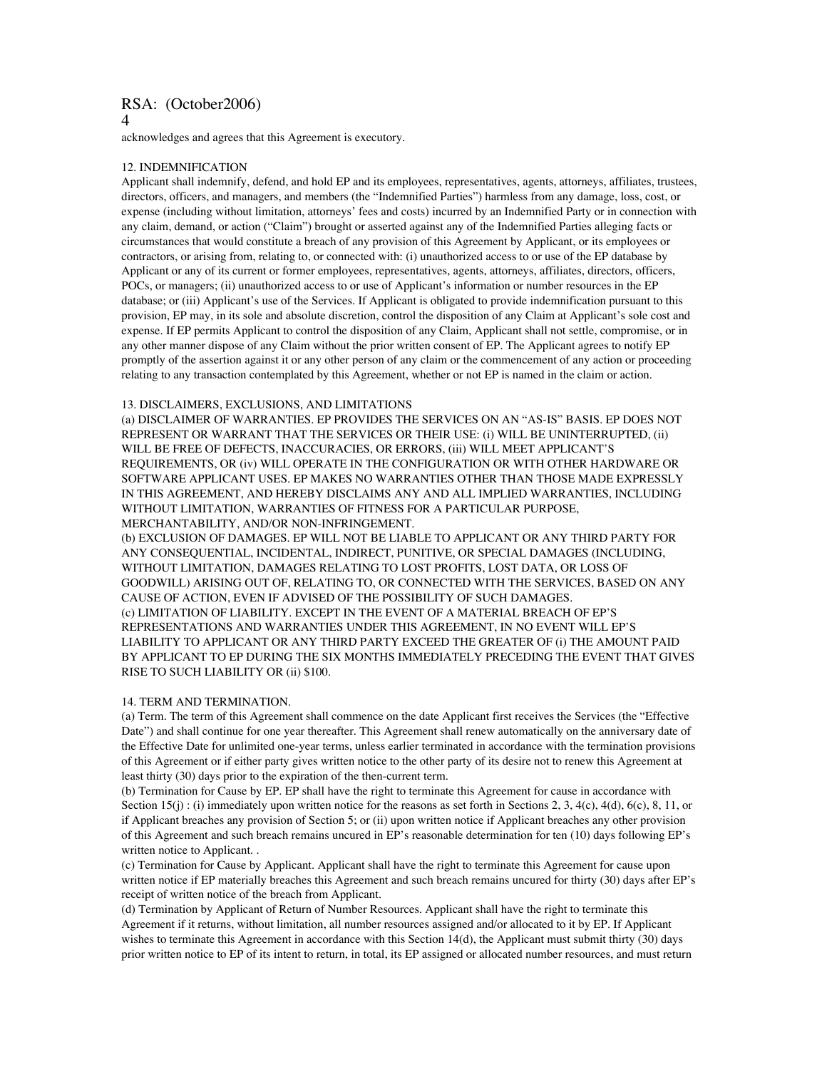acknowledges and agrees that this Agreement is executory.

12. INDEMNIFICATION

Applicant shall indemnify, defend, and hold EP and its employees, representatives, agents, attorneys, affiliates, trustees, directors, officers, and managers, and members (the "Indemnified Parties") harmless from any damage, loss, cost, or expense (including without limitation, attorneys' fees and costs) incurred by an Indemnified Party or in connection with any claim, demand, or action ("Claim") brought or asserted against any of the Indemnified Parties alleging facts or circumstances that would constitute a breach of any provision of this Agreement by Applicant, or its employees or contractors, or arising from, relating to, or connected with: (i) unauthorized access to or use of the EP database by Applicant or any of its current or former employees, representatives, agents, attorneys, affiliates, directors, officers, POCs, or managers; (ii) unauthorized access to or use of Applicant's information or number resources in the EP database; or (iii) Applicant's use of the Services. If Applicant is obligated to provide indemnification pursuant to this provision, EP may, in its sole and absolute discretion, control the disposition of any Claim at Applicant's sole cost and expense. If EP permits Applicant to control the disposition of any Claim, Applicant shall not settle, compromise, or in any other manner dispose of any Claim without the prior written consent of EP. The Applicant agrees to notify EP promptly of the assertion against it or any other person of any claim or the commencement of any action or proceeding relating to any transaction contemplated by this Agreement, whether or not EP is named in the claim or action.

13. DISCLAIMERS, EXCLUSIONS, AND LIMITATIONS

(a) DISCLAIMER OF WARRANTIES. EP PROVIDES THE SERVICES ON AN "AS-IS" BASIS. EP DOES NOT REPRESENT OR WARRANT THAT THE SERVICES OR THEIR USE: (i) WILL BE UNINTERRUPTED, (ii) WILL BE FREE OF DEFECTS, INACCURACIES, OR ERRORS, (iii) WILL MEET APPLICANT'S REQUIREMENTS, OR (iv) WILL OPERATE IN THE CONFIGURATION OR WITH OTHER HARDWARE OR SOFTWARE APPLICANT USES. EP MAKES NO WARRANTIES OTHER THAN THOSE MADE EXPRESSLY IN THIS AGREEMENT, AND HEREBY DISCLAIMS ANY AND ALL IMPLIED WARRANTIES, INCLUDING WITHOUT LIMITATION, WARRANTIES OF FITNESS FOR A PARTICULAR PURPOSE, MERCHANTABILITY, AND/OR NON-INFRINGEMENT.

(b) EXCLUSION OF DAMAGES. EP WILL NOT BE LIABLE TO APPLICANT OR ANY THIRD PARTY FOR ANY CONSEQUENTIAL, INCIDENTAL, INDIRECT, PUNITIVE, OR SPECIAL DAMAGES (INCLUDING, WITHOUT LIMITATION, DAMAGES RELATING TO LOST PROFITS, LOST DATA, OR LOSS OF GOODWILL) ARISING OUT OF, RELATING TO, OR CONNECTED WITH THE SERVICES, BASED ON ANY CAUSE OF ACTION, EVEN IF ADVISED OF THE POSSIBILITY OF SUCH DAMAGES.

(c) LIMITATION OF LIABILITY. EXCEPT IN THE EVENT OF A MATERIAL BREACH OF EP'S REPRESENTATIONS AND WARRANTIES UNDER THIS AGREEMENT, IN NO EVENT WILL EP'S LIABILITY TO APPLICANT OR ANY THIRD PARTY EXCEED THE GREATER OF (i) THE AMOUNT PAID BY APPLICANT TO EP DURING THE SIX MONTHS IMMEDIATELY PRECEDING THE EVENT THAT GIVES RISE TO SUCH LIABILITY OR (ii) $100.

14. TERM AND TERMINATION.

(a) Term. The term of this Agreement shall commence on the date Applicant first receives the Services (the "Effective Date") and shall continue for one year thereafter. This Agreement shall renew automatically on the anniversary date of the Effective Date for unlimited one-year terms, unless earlier terminated in accordance with the termination provisions of this Agreement or if either party gives written notice to the other party of its desire not to renew this Agreement at least thirty (30) days prior to the expiration of the then-current term.

(b) Termination for Cause by EP. EP shall have the right to terminate this Agreement for cause in accordance with Section 15(j) : (i) immediately upon written notice for the reasons as set forth in Sections 2, 3, 4(c), 4(d), 6(c), 8, 11, or if Applicant breaches any provision of Section 5; or (ii) upon written notice if Applicant breaches any other provision of this Agreement and such breach remains uncured in EP's reasonable determination for ten (10) days following EP's written notice to Applicant. .

(c) Termination for Cause by Applicant. Applicant shall have the right to terminate this Agreement for cause upon written notice if EP materially breaches this Agreement and such breach remains uncured for thirty (30) days after EP's receipt of written notice of the breach from Applicant.

(d) Termination by Applicant of Return of Number Resources. Applicant shall have the right to terminate this Agreement if it returns, without limitation, all number resources assigned and/or allocated to it by EP. If Applicant wishes to terminate this Agreement in accordance with this Section 14(d), the Applicant must submit thirty (30) days prior written notice to EP of its intent to return, in total, its EP assigned or allocated number resources, and must return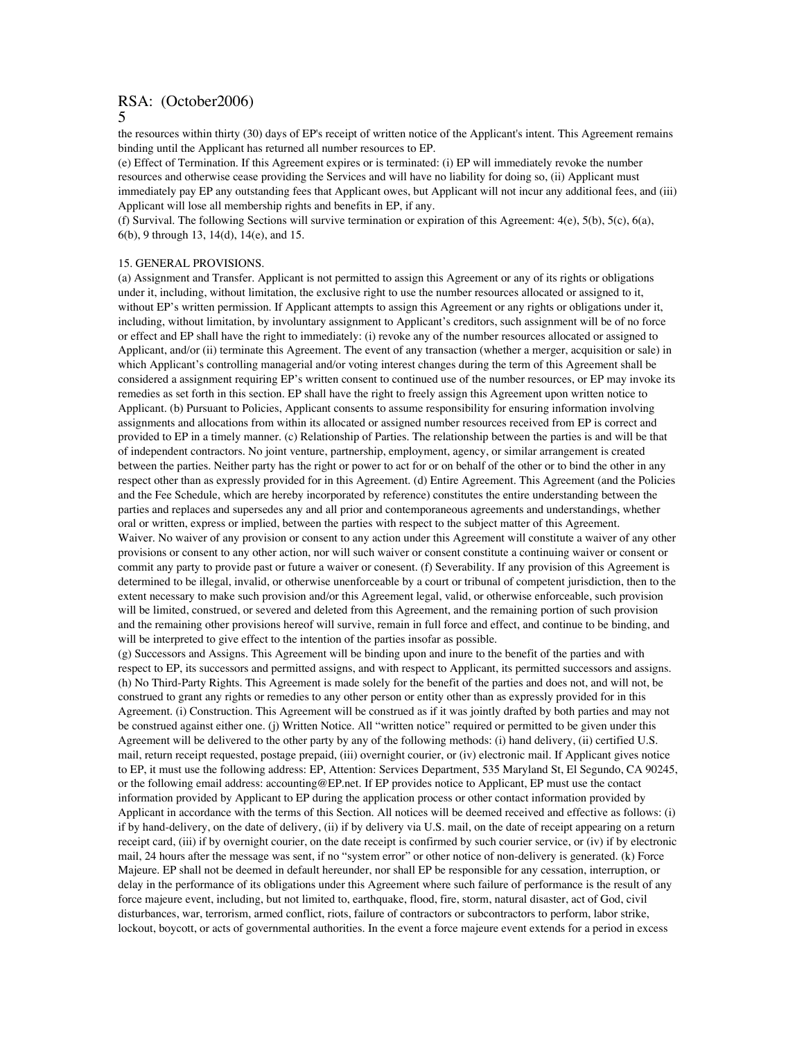the resources within thirty (30) days of EP's receipt of written notice of the Applicant's intent. This Agreement remains binding until the Applicant has returned all number resources to EP.

(e) Effect of Termination. If this Agreement expires or is terminated: (i) EP will immediately revoke the number resources and otherwise cease providing the Services and will have no liability for doing so, (ii) Applicant must immediately pay EP any outstanding fees that Applicant owes, but Applicant will not incur any additional fees, and (iii) Applicant will lose all membership rights and benefits in EP, if any.

(f) Survival. The following Sections will survive termination or expiration of this Agreement: 4(e), 5(b), 5(c), 6(a), 6(b), 9 through 13, 14(d), 14(e), and 15.

15. GENERAL PROVISIONS.

(a) Assignment and Transfer. Applicant is not permitted to assign this Agreement or any of its rights or obligations under it, including, without limitation, the exclusive right to use the number resources allocated or assigned to it, without EP's written permission. If Applicant attempts to assign this Agreement or any rights or obligations under it, including, without limitation, by involuntary assignment to Applicant's creditors, such assignment will be of no force or effect and EP shall have the right to immediately: (i) revoke any of the number resources allocated or assigned to Applicant, and/or (ii) terminate this Agreement. The event of any transaction (whether a merger, acquisition or sale) in which Applicant's controlling managerial and/or voting interest changes during the term of this Agreement shall be considered a assignment requiring EP's written consent to continued use of the number resources, or EP may invoke its remedies as set forth in this section. EP shall have the right to freely assign this Agreement upon written notice to Applicant. (b) Pursuant to Policies, Applicant consents to assume responsibility for ensuring information involving assignments and allocations from within its allocated or assigned number resources received from EP is correct and provided to EP in a timely manner. (c) Relationship of Parties. The relationship between the parties is and will be that of independent contractors. No joint venture, partnership, employment, agency, or similar arrangement is created between the parties. Neither party has the right or power to act for or on behalf of the other or to bind the other in any respect other than as expressly provided for in this Agreement. (d) Entire Agreement. This Agreement (and the Policies and the Fee Schedule, which are hereby incorporated by reference) constitutes the entire understanding between the parties and replaces and supersedes any and all prior and contemporaneous agreements and understandings, whether oral or written, express or implied, between the parties with respect to the subject matter of this Agreement.

Waiver. No waiver of any provision or consent to any action under this Agreement will constitute a waiver of any other provisions or consent to any other action, nor will such waiver or consent constitute a continuing waiver or consent or commit any party to provide past or future a waiver or conesent. (f) Severability. If any provision of this Agreement is determined to be illegal, invalid, or otherwise unenforceable by a court or tribunal of competent jurisdiction, then to the extent necessary to make such provision and/or this Agreement legal, valid, or otherwise enforceable, such provision will be limited, construed, or severed and deleted from this Agreement, and the remaining portion of such provision and the remaining other provisions hereof will survive, remain in full force and effect, and continue to be binding, and will be interpreted to give effect to the intention of the parties insofar as possible.

(g) Successors and Assigns. This Agreement will be binding upon and inure to the benefit of the parties and with respect to EP, its successors and permitted assigns, and with respect to Applicant, its permitted successors and assigns. (h) No Third-Party Rights. This Agreement is made solely for the benefit of the parties and does not, and will not, be construed to grant any rights or remedies to any other person or entity other than as expressly provided for in this Agreement. (i) Construction. This Agreement will be construed as if it was jointly drafted by both parties and may not be construed against either one. (j) Written Notice. All "written notice" required or permitted to be given under this Agreement will be delivered to the other party by any of the following methods: (i) hand delivery, (ii) certified U.S. mail, return receipt requested, postage prepaid, (iii) overnight courier, or (iv) electronic mail. If Applicant gives notice to EP, it must use the following address: EP, Attention: Services Department, 535 Maryland St, El Segundo, CA 90245, or the following email address: accounting@EP.net. If EP provides notice to Applicant, EP must use the contact information provided by Applicant to EP during the application process or other contact information provided by Applicant in accordance with the terms of this Section. All notices will be deemed received and effective as follows: (i) if by hand-delivery, on the date of delivery, (ii) if by delivery via U.S. mail, on the date of receipt appearing on a return receipt card, (iii) if by overnight courier, on the date receipt is confirmed by such courier service, or (iv) if by electronic mail, 24 hours after the message was sent, if no "system error" or other notice of non-delivery is generated. (k) Force Majeure. EP shall not be deemed in default hereunder, nor shall EP be responsible for any cessation, interruption, or delay in the performance of its obligations under this Agreement where such failure of performance is the result of any force majeure event, including, but not limited to, earthquake, flood, fire, storm, natural disaster, act of God, civil disturbances, war, terrorism, armed conflict, riots, failure of contractors or subcontractors to perform, labor strike, lockout, boycott, or acts of governmental authorities. In the event a force majeure event extends for a period in excess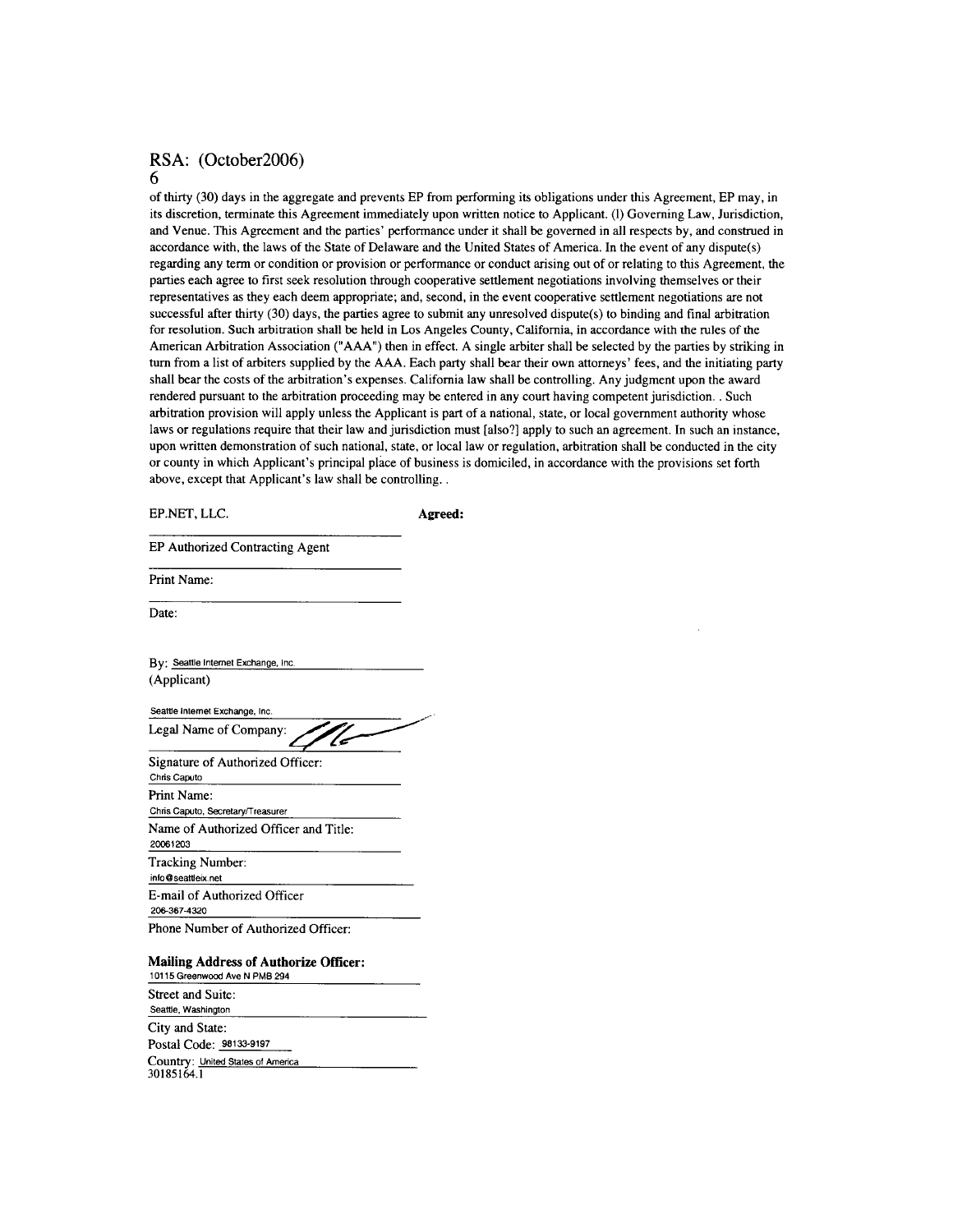RSA: (October2006)

of thirty (30) days in the aggregate and prevents EP from performing its obligations under this Agreement, EP may, in its discretion, terminate this Agreement immediately upon written notice to Applicant. (l) Governing Law, Jurisdiction, and Venue. This Agreement and the parties' performance under it shall be governed in all respects by, and construed in accordance with, the laws of the State of Delaware and the United States of America. In the event of any dispute(s) regarding any term or condition or provision or performance or conduct arising out of or relating to this Agreement, the parties each agree to first seek resolution through cooperative settlement negotiations involving themselves or their representatives as they each deem appropriate; and, second, in the event cooperative settlement negotiations are not successful after thirty (30) days, the parties agree to submit any unresolved dispute(s) to binding and final arbitration for resolution. Such arbitration shall be held in Los Angeles County, California, in accordance with the rules of the American Arbitration Association ("AAA") then in effect. A single arbiter shall be selected by the parties by striking in turn from a list of arbiters supplied by the AAA. Each party shall bear their own attorneys' fees, and the initiating party shall bear the costs of the arbitration's expenses. California law shall be controlling. Any judgment upon the award rendered pursuant to the arbitration proceeding may be entered in any court having competent jurisdiction. . Such arbitration provision will apply unless the Applicant is part of a national, state, or local government authority whose laws or regulations require that their law and jurisdiction must [also?] apply to such an agreement. In such an instance, upon written demonstration of such national, state, or local law or regulation, arbitration shall be conducted in the city or county in which Applicant's principal place of business is domiciled, in accordance with the provisions set forth above, except that Applicant's law shall be controlling. .

EP.NET, LLC. **Agreed:**

EP Authorized Contracting Agent

Print Name:

Date:

By: Seattle Internet Exchange, Inc.
(Applicant)

Seattle Internet Exchange, Inc.
Legal Name of Company:

Signature of Authorized Officer:
Chris Caputo
Print Name:
Chris Caputo, Secretary/Treasurer
Name of Authorized Officer and Title:
20061203
Tracking Number:
info@seattleix.net
E-mail of Authorized Officer
206-367-4320
Phone Number of Authorized Officer:

**Mailing Address of Authorize Officer:**
10115 Greenwood Ave N PMB 294
Street and Suite:
Seattle, Washington
City and State:
Postal Code: 98133-9197
Country: United States of America
30185164.1